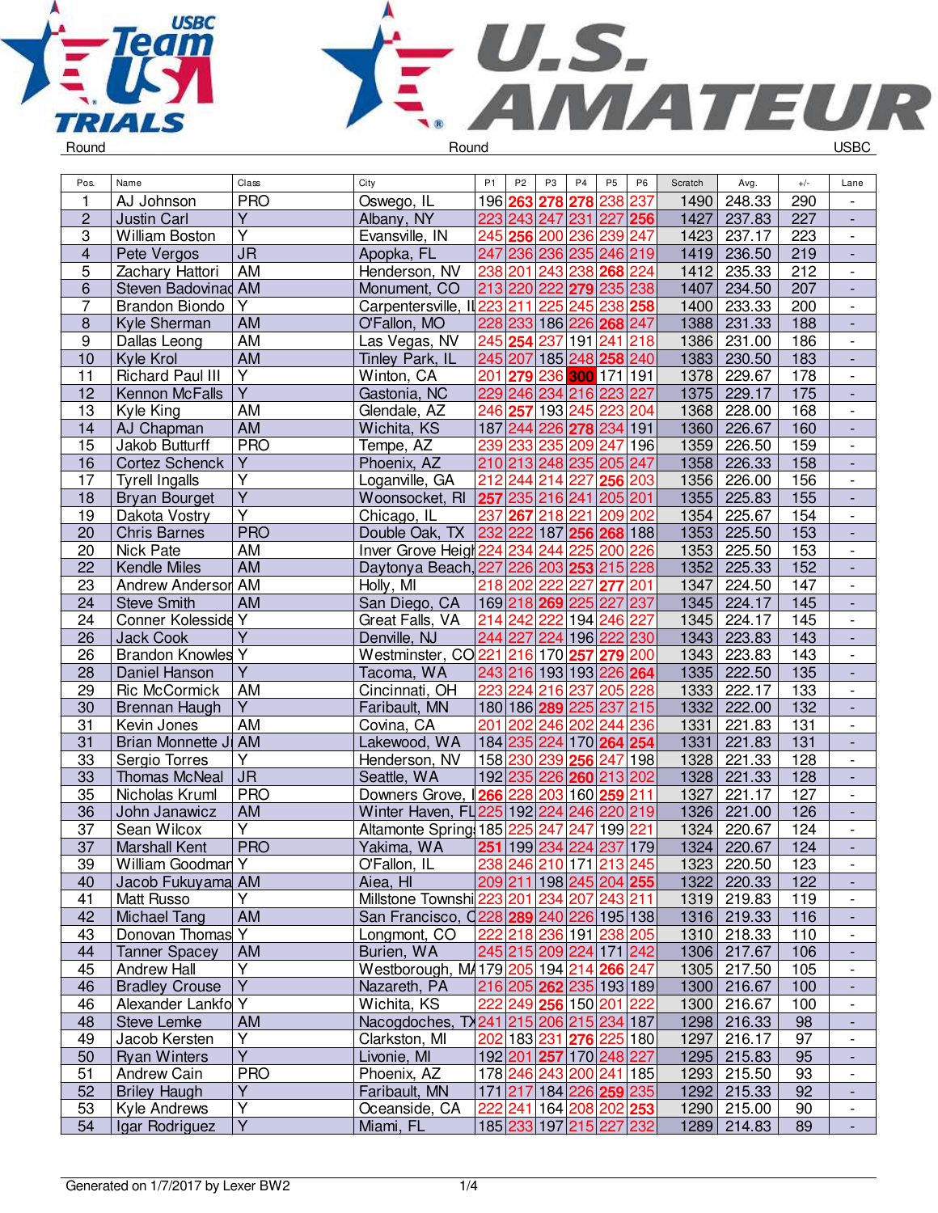# USBC Team USA Trials — U.S. Amateur

Round | Round | USBC

| Pos. | Name | Class | City | P1 | P2 | P3 | P4 | P5 | P6 | Scratch | Avg. | +/- | Lane |
|---|---|---|---|---|---|---|---|---|---|---|---|---|---|
| 1 | AJ Johnson | PRO | Oswego, IL | 196 | 263 | 278 | 278 | 238 | 237 | 1490 | 248.33 | 290 | - |
| 2 | Justin Carl | Y | Albany, NY | 223 | 243 | 247 | 231 | 227 | 256 | 1427 | 237.83 | 227 | - |
| 3 | William Boston | Y | Evansville, IN | 245 | 256 | 200 | 236 | 239 | 247 | 1423 | 237.17 | 223 | - |
| 4 | Pete Vergos | JR | Apopka, FL | 247 | 236 | 236 | 235 | 246 | 219 | 1419 | 236.50 | 219 | - |
| 5 | Zachary Hattori | AM | Henderson, NV | 238 | 201 | 243 | 238 | 268 | 224 | 1412 | 235.33 | 212 | - |
| 6 | Steven Badovinac | AM | Monument, CO | 213 | 220 | 222 | 279 | 235 | 238 | 1407 | 234.50 | 207 | - |
| 7 | Brandon Biondo | Y | Carpentersville, IL | 223 | 211 | 225 | 245 | 238 | 258 | 1400 | 233.33 | 200 | - |
| 8 | Kyle Sherman | AM | O'Fallon, MO | 228 | 233 | 186 | 226 | 268 | 247 | 1388 | 231.33 | 188 | - |
| 9 | Dallas Leong | AM | Las Vegas, NV | 245 | 254 | 237 | 191 | 241 | 218 | 1386 | 231.00 | 186 | - |
| 10 | Kyle Krol | AM | Tinley Park, IL | 245 | 207 | 185 | 248 | 258 | 240 | 1383 | 230.50 | 183 | - |
| 11 | Richard Paul III | Y | Winton, CA | 201 | 279 | 236 | 300 | 171 | 191 | 1378 | 229.67 | 178 | - |
| 12 | Kennon McFalls | Y | Gastonia, NC | 229 | 246 | 234 | 216 | 223 | 227 | 1375 | 229.17 | 175 | - |
| 13 | Kyle King | AM | Glendale, AZ | 246 | 257 | 193 | 245 | 223 | 204 | 1368 | 228.00 | 168 | - |
| 14 | AJ Chapman | AM | Wichita, KS | 187 | 244 | 226 | 278 | 234 | 191 | 1360 | 226.67 | 160 | - |
| 15 | Jakob Butturff | PRO | Tempe, AZ | 239 | 233 | 235 | 209 | 247 | 196 | 1359 | 226.50 | 159 | - |
| 16 | Cortez Schenck | Y | Phoenix, AZ | 210 | 213 | 248 | 235 | 205 | 247 | 1358 | 226.33 | 158 | - |
| 17 | Tyrell Ingalls | Y | Loganville, GA | 212 | 244 | 214 | 227 | 256 | 203 | 1356 | 226.00 | 156 | - |
| 18 | Bryan Bourget | Y | Woonsocket, RI | 257 | 235 | 216 | 241 | 205 | 201 | 1355 | 225.83 | 155 | - |
| 19 | Dakota Vostry | Y | Chicago, IL | 237 | 267 | 218 | 221 | 209 | 202 | 1354 | 225.67 | 154 | - |
| 20 | Chris Barnes | PRO | Double Oak, TX | 232 | 222 | 187 | 256 | 268 | 188 | 1353 | 225.50 | 153 | - |
| 20 | Nick Pate | AM | Inver Grove Heigh | 224 | 234 | 244 | 225 | 200 | 226 | 1353 | 225.50 | 153 | - |
| 22 | Kendle Miles | AM | Daytonya Beach, | 227 | 226 | 203 | 253 | 215 | 228 | 1352 | 225.33 | 152 | - |
| 23 | Andrew Anderson | AM | Holly, MI | 218 | 202 | 222 | 227 | 277 | 201 | 1347 | 224.50 | 147 | - |
| 24 | Steve Smith | AM | San Diego, CA | 169 | 218 | 269 | 225 | 227 | 237 | 1345 | 224.17 | 145 | - |
| 24 | Conner Kolesside | Y | Great Falls, VA | 214 | 242 | 222 | 194 | 246 | 227 | 1345 | 224.17 | 145 | - |
| 26 | Jack Cook | Y | Denville, NJ | 244 | 227 | 224 | 196 | 222 | 230 | 1343 | 223.83 | 143 | - |
| 26 | Brandon Knowles | Y | Westminster, CO | 221 | 216 | 170 | 257 | 279 | 200 | 1343 | 223.83 | 143 | - |
| 28 | Daniel Hanson | Y | Tacoma, WA | 243 | 216 | 193 | 193 | 226 | 264 | 1335 | 222.50 | 135 | - |
| 29 | Ric McCormick | AM | Cincinnati, OH | 223 | 224 | 216 | 237 | 205 | 228 | 1333 | 222.17 | 133 | - |
| 30 | Brennan Haugh | Y | Faribault, MN | 180 | 186 | 289 | 225 | 237 | 215 | 1332 | 222.00 | 132 | - |
| 31 | Kevin Jones | AM | Covina, CA | 201 | 202 | 246 | 202 | 244 | 236 | 1331 | 221.83 | 131 | - |
| 31 | Brian Monnette Jr | AM | Lakewood, WA | 184 | 235 | 224 | 170 | 264 | 254 | 1331 | 221.83 | 131 | - |
| 33 | Sergio Torres | Y | Henderson, NV | 158 | 230 | 239 | 256 | 247 | 198 | 1328 | 221.33 | 128 | - |
| 33 | Thomas McNeal | JR | Seattle, WA | 192 | 235 | 226 | 260 | 213 | 202 | 1328 | 221.33 | 128 | - |
| 35 | Nicholas Kruml | PRO | Downers Grove, I | 266 | 228 | 203 | 160 | 259 | 211 | 1327 | 221.17 | 127 | - |
| 36 | John Janawicz | AM | Winter Haven, FL | 225 | 192 | 224 | 246 | 220 | 219 | 1326 | 221.00 | 126 | - |
| 37 | Sean Wilcox | Y | Altamonte Spring | 185 | 225 | 247 | 247 | 199 | 221 | 1324 | 220.67 | 124 | - |
| 37 | Marshall Kent | PRO | Yakima, WA | 251 | 199 | 234 | 224 | 237 | 179 | 1324 | 220.67 | 124 | - |
| 39 | William Goodman | Y | O'Fallon, IL | 238 | 246 | 210 | 171 | 213 | 245 | 1323 | 220.50 | 123 | - |
| 40 | Jacob Fukuyama | AM | Aiea, HI | 209 | 211 | 198 | 245 | 204 | 255 | 1322 | 220.33 | 122 | - |
| 41 | Matt Russo | Y | Millstone Townshi | 223 | 201 | 234 | 207 | 243 | 211 | 1319 | 219.83 | 119 | - |
| 42 | Michael Tang | AM | San Francisco, C | 228 | 289 | 240 | 226 | 195 | 138 | 1316 | 219.33 | 116 | - |
| 43 | Donovan Thomas | Y | Longmont, CO | 222 | 218 | 236 | 191 | 238 | 205 | 1310 | 218.33 | 110 | - |
| 44 | Tanner Spacey | AM | Burien, WA | 245 | 215 | 209 | 224 | 171 | 242 | 1306 | 217.67 | 106 | - |
| 45 | Andrew Hall | Y | Westborough, MA | 179 | 205 | 194 | 214 | 266 | 247 | 1305 | 217.50 | 105 | - |
| 46 | Bradley Crouse | Y | Nazareth, PA | 216 | 205 | 262 | 235 | 193 | 189 | 1300 | 216.67 | 100 | - |
| 46 | Alexander Lankfo | Y | Wichita, KS | 222 | 249 | 256 | 150 | 201 | 222 | 1300 | 216.67 | 100 | - |
| 48 | Steve Lemke | AM | Nacogdoches, TX | 241 | 215 | 206 | 215 | 234 | 187 | 1298 | 216.33 | 98 | - |
| 49 | Jacob Kersten | Y | Clarkston, MI | 202 | 183 | 231 | 276 | 225 | 180 | 1297 | 216.17 | 97 | - |
| 50 | Ryan Winters | Y | Livonie, MI | 192 | 201 | 257 | 170 | 248 | 227 | 1295 | 215.83 | 95 | - |
| 51 | Andrew Cain | PRO | Phoenix, AZ | 178 | 246 | 243 | 200 | 241 | 185 | 1293 | 215.50 | 93 | - |
| 52 | Briley Haugh | Y | Faribault, MN | 171 | 217 | 184 | 226 | 259 | 235 | 1292 | 215.33 | 92 | - |
| 53 | Kyle Andrews | Y | Oceanside, CA | 222 | 241 | 164 | 208 | 202 | 253 | 1290 | 215.00 | 90 | - |
| 54 | Igar Rodriguez | Y | Miami, FL | 185 | 233 | 197 | 215 | 227 | 232 | 1289 | 214.83 | 89 | - |

Generated on 1/7/2017 by Lexer BW2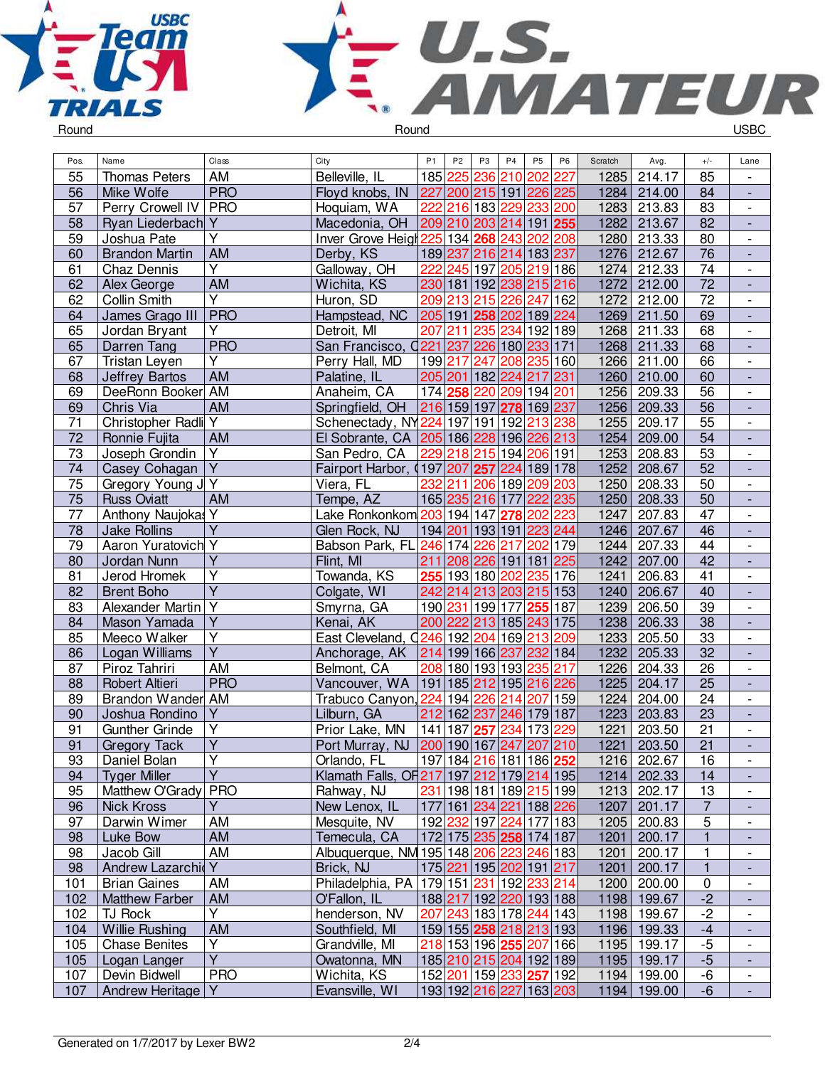Round Round USBC

| Pos. | Name | Class | City | P1 | P2 | P3 | P4 | P5 | P6 | Scratch | Avg. | +/- | Lane |
|---|---|---|---|---|---|---|---|---|---|---|---|---|---|
| 55 | Thomas Peters | AM | Belleville, IL | 185 | 225 | 236 | 210 | 202 | 227 | 1285 | 214.17 | 85 | - |
| 56 | Mike Wolfe | PRO | Floyd knobs, IN | 227 | 200 | 215 | 191 | 226 | 225 | 1284 | 214.00 | 84 | - |
| 57 | Perry Crowell IV | PRO | Hoquiam, WA | 222 | 216 | 183 | 229 | 233 | 200 | 1283 | 213.83 | 83 | - |
| 58 | Ryan Liederbach | Y | Macedonia, OH | 209 | 210 | 203 | 214 | 191 | 255 | 1282 | 213.67 | 82 | - |
| 59 | Joshua Pate | Y | Inver Grove Heigh | 225 | 134 | 268 | 243 | 202 | 208 | 1280 | 213.33 | 80 | - |
| 60 | Brandon Martin | AM | Derby, KS | 189 | 237 | 216 | 214 | 183 | 237 | 1276 | 212.67 | 76 | - |
| 61 | Chaz Dennis | Y | Galloway, OH | 222 | 245 | 197 | 205 | 219 | 186 | 1274 | 212.33 | 74 | - |
| 62 | Alex George | AM | Wichita, KS | 230 | 181 | 192 | 238 | 215 | 216 | 1272 | 212.00 | 72 | - |
| 62 | Collin Smith | Y | Huron, SD | 209 | 213 | 215 | 226 | 247 | 162 | 1272 | 212.00 | 72 | - |
| 64 | James Grago III | PRO | Hampstead, NC | 205 | 191 | 258 | 202 | 189 | 224 | 1269 | 211.50 | 69 | - |
| 65 | Jordan Bryant | Y | Detroit, MI | 207 | 211 | 235 | 234 | 192 | 189 | 1268 | 211.33 | 68 | - |
| 65 | Darren Tang | PRO | San Francisco, C | 221 | 237 | 226 | 180 | 233 | 171 | 1268 | 211.33 | 68 | - |
| 67 | Tristan Leyen | Y | Perry Hall, MD | 199 | 217 | 247 | 208 | 235 | 160 | 1266 | 211.00 | 66 | - |
| 68 | Jeffrey Bartos | AM | Palatine, IL | 205 | 201 | 182 | 224 | 217 | 231 | 1260 | 210.00 | 60 | - |
| 69 | DeeRonn Booker | AM | Anaheim, CA | 174 | 258 | 220 | 209 | 194 | 201 | 1256 | 209.33 | 56 | - |
| 69 | Chris Via | AM | Springfield, OH | 216 | 159 | 197 | 278 | 169 | 237 | 1256 | 209.33 | 56 | - |
| 71 | Christopher Radli | Y | Schenectady, NY | 224 | 197 | 191 | 192 | 213 | 238 | 1255 | 209.17 | 55 | - |
| 72 | Ronnie Fujita | AM | El Sobrante, CA | 205 | 186 | 228 | 196 | 226 | 213 | 1254 | 209.00 | 54 | - |
| 73 | Joseph Grondin | Y | San Pedro, CA | 229 | 218 | 215 | 194 | 206 | 191 | 1253 | 208.83 | 53 | - |
| 74 | Casey Cohagan | Y | Fairport Harbor, ( | 197 | 207 | 257 | 224 | 189 | 178 | 1252 | 208.67 | 52 | - |
| 75 | Gregory Young J | Y | Viera, FL | 232 | 211 | 206 | 189 | 209 | 203 | 1250 | 208.33 | 50 | - |
| 75 | Russ Oviatt | AM | Tempe, AZ | 165 | 235 | 216 | 177 | 222 | 235 | 1250 | 208.33 | 50 | - |
| 77 | Anthony Naujokas | Y | Lake Ronkonkom | 203 | 194 | 147 | 278 | 202 | 223 | 1247 | 207.83 | 47 | - |
| 78 | Jake Rollins | Y | Glen Rock, NJ | 194 | 201 | 193 | 191 | 223 | 244 | 1246 | 207.67 | 46 | - |
| 79 | Aaron Yuratovich | Y | Babson Park, FL | 246 | 174 | 226 | 217 | 202 | 179 | 1244 | 207.33 | 44 | - |
| 80 | Jordan Nunn | Y | Flint, MI | 211 | 208 | 226 | 191 | 181 | 225 | 1242 | 207.00 | 42 | - |
| 81 | Jerod Hromek | Y | Towanda, KS | 255 | 193 | 180 | 202 | 235 | 176 | 1241 | 206.83 | 41 | - |
| 82 | Brent Boho | Y | Colgate, WI | 242 | 214 | 213 | 203 | 215 | 153 | 1240 | 206.67 | 40 | - |
| 83 | Alexander Martin | Y | Smyrna, GA | 190 | 231 | 199 | 177 | 255 | 187 | 1239 | 206.50 | 39 | - |
| 84 | Mason Yamada | Y | Kenai, AK | 200 | 222 | 213 | 185 | 243 | 175 | 1238 | 206.33 | 38 | - |
| 85 | Meeco Walker | Y | East Cleveland, C | 246 | 192 | 204 | 169 | 213 | 209 | 1233 | 205.50 | 33 | - |
| 86 | Logan Williams | Y | Anchorage, AK | 214 | 199 | 166 | 237 | 232 | 184 | 1232 | 205.33 | 32 | - |
| 87 | Piroz Tahriri | AM | Belmont, CA | 208 | 180 | 193 | 193 | 235 | 217 | 1226 | 204.33 | 26 | - |
| 88 | Robert Altieri | PRO | Vancouver, WA | 191 | 185 | 212 | 195 | 216 | 226 | 1225 | 204.17 | 25 | - |
| 89 | Brandon Wander | AM | Trabuco Canyon, | 224 | 194 | 226 | 214 | 207 | 159 | 1224 | 204.00 | 24 | - |
| 90 | Joshua Rondino | Y | Lilburn, GA | 212 | 162 | 237 | 246 | 179 | 187 | 1223 | 203.83 | 23 | - |
| 91 | Gunther Grinde | Y | Prior Lake, MN | 141 | 187 | 257 | 234 | 173 | 229 | 1221 | 203.50 | 21 | - |
| 91 | Gregory Tack | Y | Port Murray, NJ | 200 | 190 | 167 | 247 | 207 | 210 | 1221 | 203.50 | 21 | - |
| 93 | Daniel Bolan | Y | Orlando, FL | 197 | 184 | 216 | 181 | 186 | 252 | 1216 | 202.67 | 16 | - |
| 94 | Tyger Miller | Y | Klamath Falls, OF | 217 | 197 | 212 | 179 | 214 | 195 | 1214 | 202.33 | 14 | - |
| 95 | Matthew O'Grady | PRO | Rahway, NJ | 231 | 198 | 181 | 189 | 215 | 199 | 1213 | 202.17 | 13 | - |
| 96 | Nick Kross | Y | New Lenox, IL | 177 | 161 | 234 | 221 | 188 | 226 | 1207 | 201.17 | 7 | - |
| 97 | Darwin Wimer | AM | Mesquite, NV | 192 | 232 | 197 | 224 | 177 | 183 | 1205 | 200.83 | 5 | - |
| 98 | Luke Bow | AM | Temecula, CA | 172 | 175 | 235 | 258 | 174 | 187 | 1201 | 200.17 | 1 | - |
| 98 | Jacob Gill | AM | Albuquerque, NM | 195 | 148 | 206 | 223 | 246 | 183 | 1201 | 200.17 | 1 | - |
| 98 | Andrew Lazarchic | Y | Brick, NJ | 175 | 221 | 195 | 202 | 191 | 217 | 1201 | 200.17 | 1 | - |
| 101 | Brian Gaines | AM | Philadelphia, PA | 179 | 151 | 231 | 192 | 233 | 214 | 1200 | 200.00 | 0 | - |
| 102 | Matthew Farber | AM | O'Fallon, IL | 188 | 217 | 192 | 220 | 193 | 188 | 1198 | 199.67 | -2 | - |
| 102 | TJ Rock | Y | henderson, NV | 207 | 243 | 183 | 178 | 244 | 143 | 1198 | 199.67 | -2 | - |
| 104 | Willie Rushing | AM | Southfield, MI | 159 | 155 | 258 | 218 | 213 | 193 | 1196 | 199.33 | -4 | - |
| 105 | Chase Benites | Y | Grandville, MI | 218 | 153 | 196 | 255 | 207 | 166 | 1195 | 199.17 | -5 | - |
| 105 | Logan Langer | Y | Owatonna, MN | 185 | 210 | 215 | 204 | 192 | 189 | 1195 | 199.17 | -5 | - |
| 107 | Devin Bidwell | PRO | Wichita, KS | 152 | 201 | 159 | 233 | 257 | 192 | 1194 | 199.00 | -6 | - |
| 107 | Andrew Heritage | Y | Evansville, WI | 193 | 192 | 216 | 227 | 163 | 203 | 1194 | 199.00 | -6 | - |

Generated on 1/7/2017 by Lexer BW2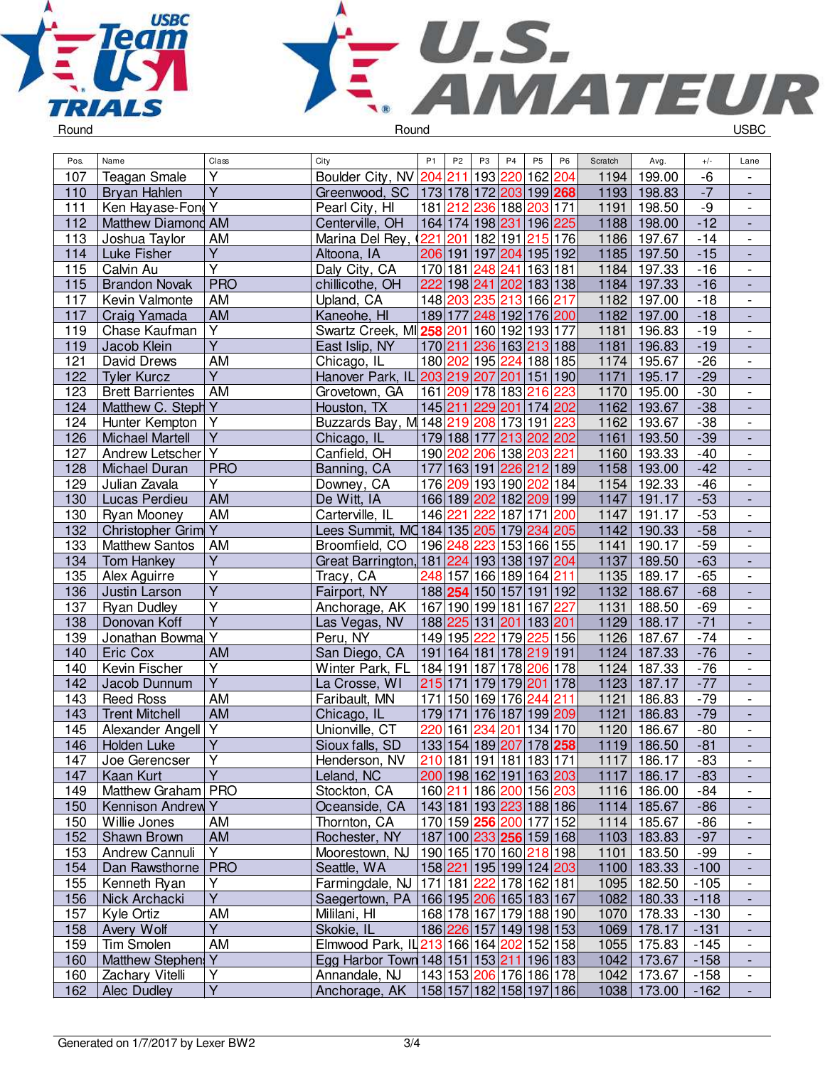Round | Round | USBC

| Pos. | Name | Class | City | P1 | P2 | P3 | P4 | P5 | P6 | Scratch | Avg. | +/- | Lane |
|---|---|---|---|---|---|---|---|---|---|---|---|---|---|
| 107 | Teagan Smale | Y | Boulder City, NV | 204 | 211 | 193 | 220 | 162 | 204 | 1194 | 199.00 | -6 | - |
| 110 | Bryan Hahlen | Y | Greenwood, SC | 173 | 178 | 172 | 203 | 199 | 268 | 1193 | 198.83 | -7 | - |
| 111 | Ken Hayase-Fong | Y | Pearl City, HI | 181 | 212 | 236 | 188 | 203 | 171 | 1191 | 198.50 | -9 | - |
| 112 | Matthew Diamond | AM | Centerville, OH | 164 | 174 | 198 | 231 | 196 | 225 | 1188 | 198.00 | -12 | - |
| 113 | Joshua Taylor | AM | Marina Del Rey, C | 221 | 201 | 182 | 191 | 215 | 176 | 1186 | 197.67 | -14 | - |
| 114 | Luke Fisher | Y | Altoona, IA | 206 | 191 | 197 | 204 | 195 | 192 | 1185 | 197.50 | -15 | - |
| 115 | Calvin Au | Y | Daly City, CA | 170 | 181 | 248 | 241 | 163 | 181 | 1184 | 197.33 | -16 | - |
| 115 | Brandon Novak | PRO | chillicothe, OH | 222 | 198 | 241 | 202 | 183 | 138 | 1184 | 197.33 | -16 | - |
| 117 | Kevin Valmonte | AM | Upland, CA | 148 | 203 | 235 | 213 | 166 | 217 | 1182 | 197.00 | -18 | - |
| 117 | Craig Yamada | AM | Kaneohe, HI | 189 | 177 | 248 | 192 | 176 | 200 | 1182 | 197.00 | -18 | - |
| 119 | Chase Kaufman | Y | Swartz Creek, MI | 258 | 201 | 160 | 192 | 193 | 177 | 1181 | 196.83 | -19 | - |
| 119 | Jacob Klein | Y | East Islip, NY | 170 | 211 | 236 | 163 | 213 | 188 | 1181 | 196.83 | -19 | - |
| 121 | David Drews | AM | Chicago, IL | 180 | 202 | 195 | 224 | 188 | 185 | 1174 | 195.67 | -26 | - |
| 122 | Tyler Kurcz | Y | Hanover Park, IL | 203 | 219 | 207 | 201 | 151 | 190 | 1171 | 195.17 | -29 | - |
| 123 | Brett Barrientes | AM | Grovetown, GA | 161 | 209 | 178 | 183 | 216 | 223 | 1170 | 195.00 | -30 | - |
| 124 | Matthew C. Steph | Y | Houston, TX | 145 | 211 | 229 | 201 | 174 | 202 | 1162 | 193.67 | -38 | - |
| 124 | Hunter Kempton | Y | Buzzards Bay, M | 148 | 219 | 208 | 173 | 191 | 223 | 1162 | 193.67 | -38 | - |
| 126 | Michael Martell | Y | Chicago, IL | 179 | 188 | 177 | 213 | 202 | 202 | 1161 | 193.50 | -39 | - |
| 127 | Andrew Letscher | Y | Canfield, OH | 190 | 202 | 206 | 138 | 203 | 221 | 1160 | 193.33 | -40 | - |
| 128 | Michael Duran | PRO | Banning, CA | 177 | 163 | 191 | 226 | 212 | 189 | 1158 | 193.00 | -42 | - |
| 129 | Julian Zavala | Y | Downey, CA | 176 | 209 | 193 | 190 | 202 | 184 | 1154 | 192.33 | -46 | - |
| 130 | Lucas Perdieu | AM | De Witt, IA | 166 | 189 | 202 | 182 | 209 | 199 | 1147 | 191.17 | -53 | - |
| 130 | Ryan Mooney | AM | Carterville, IL | 146 | 221 | 222 | 187 | 171 | 200 | 1147 | 191.17 | -53 | - |
| 132 | Christopher Grim | Y | Lees Summit, MO | 184 | 135 | 205 | 179 | 234 | 205 | 1142 | 190.33 | -58 | - |
| 133 | Matthew Santos | AM | Broomfield, CO | 196 | 248 | 223 | 153 | 166 | 155 | 1141 | 190.17 | -59 | - |
| 134 | Tom Hankey | Y | Great Barrington, | 181 | 224 | 193 | 138 | 197 | 204 | 1137 | 189.50 | -63 | - |
| 135 | Alex Aguirre | Y | Tracy, CA | 248 | 157 | 166 | 189 | 164 | 211 | 1135 | 189.17 | -65 | - |
| 136 | Justin Larson | Y | Fairport, NY | 188 | 254 | 150 | 157 | 191 | 192 | 1132 | 188.67 | -68 | - |
| 137 | Ryan Dudley | Y | Anchorage, AK | 167 | 190 | 199 | 181 | 167 | 227 | 1131 | 188.50 | -69 | - |
| 138 | Donovan Koff | Y | Las Vegas, NV | 188 | 225 | 131 | 201 | 183 | 201 | 1129 | 188.17 | -71 | - |
| 139 | Jonathan Bowma | Y | Peru, NY | 149 | 195 | 222 | 179 | 225 | 156 | 1126 | 187.67 | -74 | - |
| 140 | Eric Cox | AM | San Diego, CA | 191 | 164 | 181 | 178 | 219 | 191 | 1124 | 187.33 | -76 | - |
| 140 | Kevin Fischer | Y | Winter Park, FL | 184 | 191 | 187 | 178 | 206 | 178 | 1124 | 187.33 | -76 | - |
| 142 | Jacob Dunnum | Y | La Crosse, WI | 215 | 171 | 179 | 179 | 201 | 178 | 1123 | 187.17 | -77 | - |
| 143 | Reed Ross | AM | Faribault, MN | 171 | 150 | 169 | 176 | 244 | 211 | 1121 | 186.83 | -79 | - |
| 143 | Trent Mitchell | AM | Chicago, IL | 179 | 171 | 176 | 187 | 199 | 209 | 1121 | 186.83 | -79 | - |
| 145 | Alexander Angell | Y | Unionville, CT | 220 | 161 | 234 | 201 | 134 | 170 | 1120 | 186.67 | -80 | - |
| 146 | Holden Luke | Y | Sioux falls, SD | 133 | 154 | 189 | 207 | 178 | 258 | 1119 | 186.50 | -81 | - |
| 147 | Joe Gerencser | Y | Henderson, NV | 210 | 181 | 191 | 181 | 183 | 171 | 1117 | 186.17 | -83 | - |
| 147 | Kaan Kurt | Y | Leland, NC | 200 | 198 | 162 | 191 | 163 | 203 | 1117 | 186.17 | -83 | - |
| 149 | Matthew Graham | PRO | Stockton, CA | 160 | 211 | 186 | 200 | 156 | 203 | 1116 | 186.00 | -84 | - |
| 150 | Kennison Andrew | Y | Oceanside, CA | 143 | 181 | 193 | 223 | 188 | 186 | 1114 | 185.67 | -86 | - |
| 150 | Willie Jones | AM | Thornton, CA | 170 | 159 | 256 | 200 | 177 | 152 | 1114 | 185.67 | -86 | - |
| 152 | Shawn Brown | AM | Rochester, NY | 187 | 100 | 233 | 256 | 159 | 168 | 1103 | 183.83 | -97 | - |
| 153 | Andrew Cannuli | Y | Moorestown, NJ | 190 | 165 | 170 | 160 | 218 | 198 | 1101 | 183.50 | -99 | - |
| 154 | Dan Rawsthorne | PRO | Seattle, WA | 158 | 221 | 195 | 199 | 124 | 203 | 1100 | 183.33 | -100 | - |
| 155 | Kenneth Ryan | Y | Farmingdale, NJ | 171 | 181 | 222 | 178 | 162 | 181 | 1095 | 182.50 | -105 | - |
| 156 | Nick Archacki | Y | Saegertown, PA | 166 | 195 | 206 | 165 | 183 | 167 | 1082 | 180.33 | -118 | - |
| 157 | Kyle Ortiz | AM | Mililani, HI | 168 | 178 | 167 | 179 | 188 | 190 | 1070 | 178.33 | -130 | - |
| 158 | Avery Wolf | Y | Skokie, IL | 186 | 226 | 157 | 149 | 198 | 153 | 1069 | 178.17 | -131 | - |
| 159 | Tim Smolen | AM | Elmwood Park, IL | 213 | 166 | 164 | 202 | 152 | 158 | 1055 | 175.83 | -145 | - |
| 160 | Matthew Stephens | Y | Egg Harbor Town | 148 | 151 | 153 | 211 | 196 | 183 | 1042 | 173.67 | -158 | - |
| 160 | Zachary Vitelli | Y | Annandale, NJ | 143 | 153 | 206 | 176 | 186 | 178 | 1042 | 173.67 | -158 | - |
| 162 | Alec Dudley | Y | Anchorage, AK | 158 | 157 | 182 | 158 | 197 | 186 | 1038 | 173.00 | -162 | - |

Generated on 1/7/2017 by Lexer BW2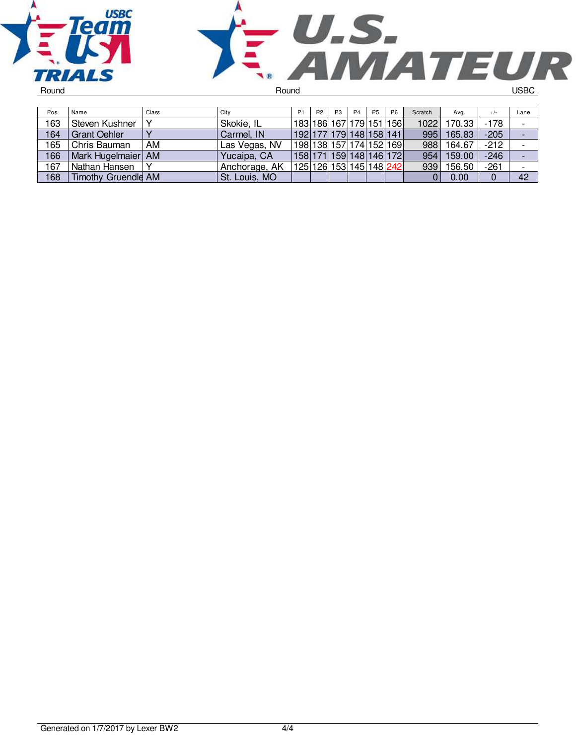Round Round USBC

| Pos. | Name | Class | City | P1 | P2 | P3 | P4 | P5 | P6 | Scratch | Avg. | +/- | Lane |
|---|---|---|---|---|---|---|---|---|---|---|---|---|---|
| 163 | Steven Kushner | Y | Skokie, IL | 183 | 186 | 167 | 179 | 151 | 156 | 1022 | 170.33 | -178 | - |
| 164 | Grant Oehler | Y | Carmel, IN | 192 | 177 | 179 | 148 | 158 | 141 | 995 | 165.83 | -205 | - |
| 165 | Chris Bauman | AM | Las Vegas, NV | 198 | 138 | 157 | 174 | 152 | 169 | 988 | 164.67 | -212 | - |
| 166 | Mark Hugelmaier | AM | Yucaipa, CA | 158 | 171 | 159 | 148 | 146 | 172 | 954 | 159.00 | -246 | - |
| 167 | Nathan Hansen | Y | Anchorage, AK | 125 | 126 | 153 | 145 | 148 | 242 | 939 | 156.50 | -261 | - |
| 168 | Timothy Gruendle | AM | St. Louis, MO | | | | | | | 0 | 0.00 | 0 | 42 |

Generated on 1/7/2017 by Lexer BW2